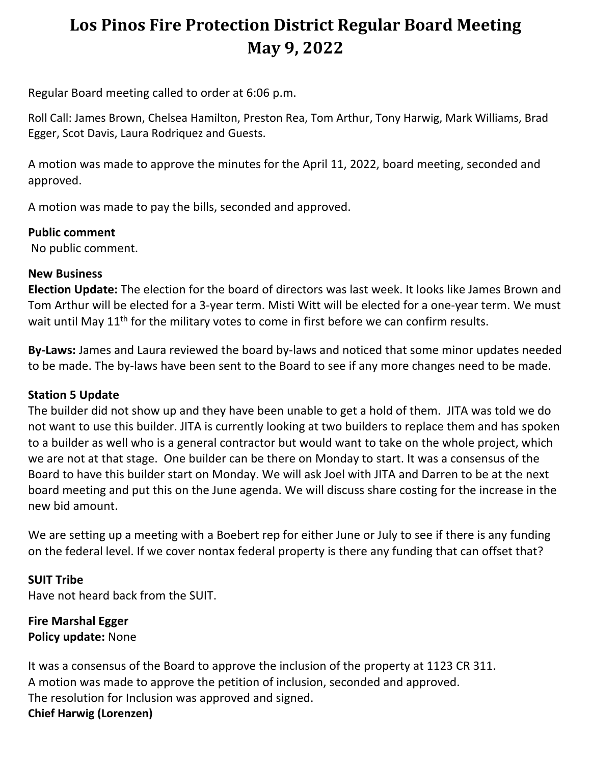# Los Pinos Fire Protection District Regular Board Meeting May 9, 2022

Regular Board meeting called to order at 6:06 p.m.

Roll Call: James Brown, Chelsea Hamilton, Preston Rea, Tom Arthur, Tony Harwig, Mark Williams, Brad Egger, Scot Davis, Laura Rodriquez and Guests.

A motion was made to approve the minutes for the April 11, 2022, board meeting, seconded and approved.

A motion was made to pay the bills, seconded and approved.

**Public comment**
No public comment.

**New Business**
**Election Update:** The election for the board of directors was last week. It looks like James Brown and Tom Arthur will be elected for a 3-year term. Misti Witt will be elected for a one-year term. We must wait until May 11th for the military votes to come in first before we can confirm results.

**By-Laws:** James and Laura reviewed the board by-laws and noticed that some minor updates needed to be made. The by-laws have been sent to the Board to see if any more changes need to be made.

**Station 5 Update**
The builder did not show up and they have been unable to get a hold of them. JITA was told we do not want to use this builder. JITA is currently looking at two builders to replace them and has spoken to a builder as well who is a general contractor but would want to take on the whole project, which we are not at that stage. One builder can be there on Monday to start. It was a consensus of the Board to have this builder start on Monday. We will ask Joel with JITA and Darren to be at the next board meeting and put this on the June agenda. We will discuss share costing for the increase in the new bid amount.

We are setting up a meeting with a Boebert rep for either June or July to see if there is any funding on the federal level. If we cover nontax federal property is there any funding that can offset that?

**SUIT Tribe**
Have not heard back from the SUIT.

**Fire Marshal Egger**
**Policy update:** None

It was a consensus of the Board to approve the inclusion of the property at 1123 CR 311.
A motion was made to approve the petition of inclusion, seconded and approved.
The resolution for Inclusion was approved and signed.
**Chief Harwig (Lorenzen)**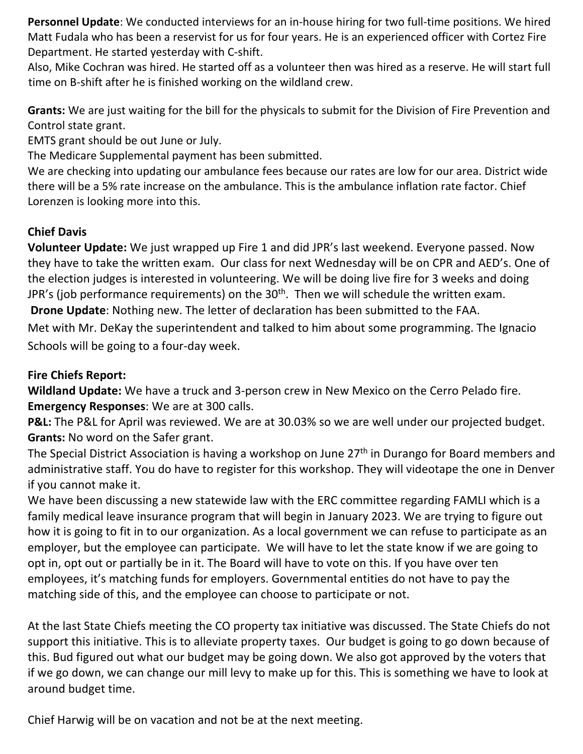**Personnel Update**: We conducted interviews for an in-house hiring for two full-time positions. We hired Matt Fudala who has been a reservist for us for four years. He is an experienced officer with Cortez Fire Department. He started yesterday with C-shift.
Also, Mike Cochran was hired. He started off as a volunteer then was hired as a reserve. He will start full time on B-shift after he is finished working on the wildland crew.

**Grants:** We are just waiting for the bill for the physicals to submit for the Division of Fire Prevention and Control state grant.
EMTS grant should be out June or July.
The Medicare Supplemental payment has been submitted.
We are checking into updating our ambulance fees because our rates are low for our area. District wide there will be a 5% rate increase on the ambulance. This is the ambulance inflation rate factor. Chief Lorenzen is looking more into this.

**Chief Davis**

**Volunteer Update:** We just wrapped up Fire 1 and did JPR's last weekend. Everyone passed. Now they have to take the written exam. Our class for next Wednesday will be on CPR and AED's. One of the election judges is interested in volunteering. We will be doing live fire for 3 weeks and doing JPR's (job performance requirements) on the 30th. Then we will schedule the written exam.
**Drone Update**: Nothing new. The letter of declaration has been submitted to the FAA.
Met with Mr. DeKay the superintendent and talked to him about some programming. The Ignacio Schools will be going to a four-day week.

**Fire Chiefs Report:**

**Wildland Update:** We have a truck and 3-person crew in New Mexico on the Cerro Pelado fire.
**Emergency Responses**: We are at 300 calls.
**P&L:** The P&L for April was reviewed. We are at 30.03% so we are well under our projected budget.
**Grants:** No word on the Safer grant.
The Special District Association is having a workshop on June 27th in Durango for Board members and administrative staff. You do have to register for this workshop. They will videotape the one in Denver if you cannot make it.
We have been discussing a new statewide law with the ERC committee regarding FAMLI which is a family medical leave insurance program that will begin in January 2023. We are trying to figure out how it is going to fit in to our organization. As a local government we can refuse to participate as an employer, but the employee can participate. We will have to let the state know if we are going to opt in, opt out or partially be in it. The Board will have to vote on this. If you have over ten employees, it's matching funds for employers. Governmental entities do not have to pay the matching side of this, and the employee can choose to participate or not.

At the last State Chiefs meeting the CO property tax initiative was discussed. The State Chiefs do not support this initiative. This is to alleviate property taxes. Our budget is going to go down because of this. Bud figured out what our budget may be going down. We also got approved by the voters that if we go down, we can change our mill levy to make up for this. This is something we have to look at around budget time.

Chief Harwig will be on vacation and not be at the next meeting.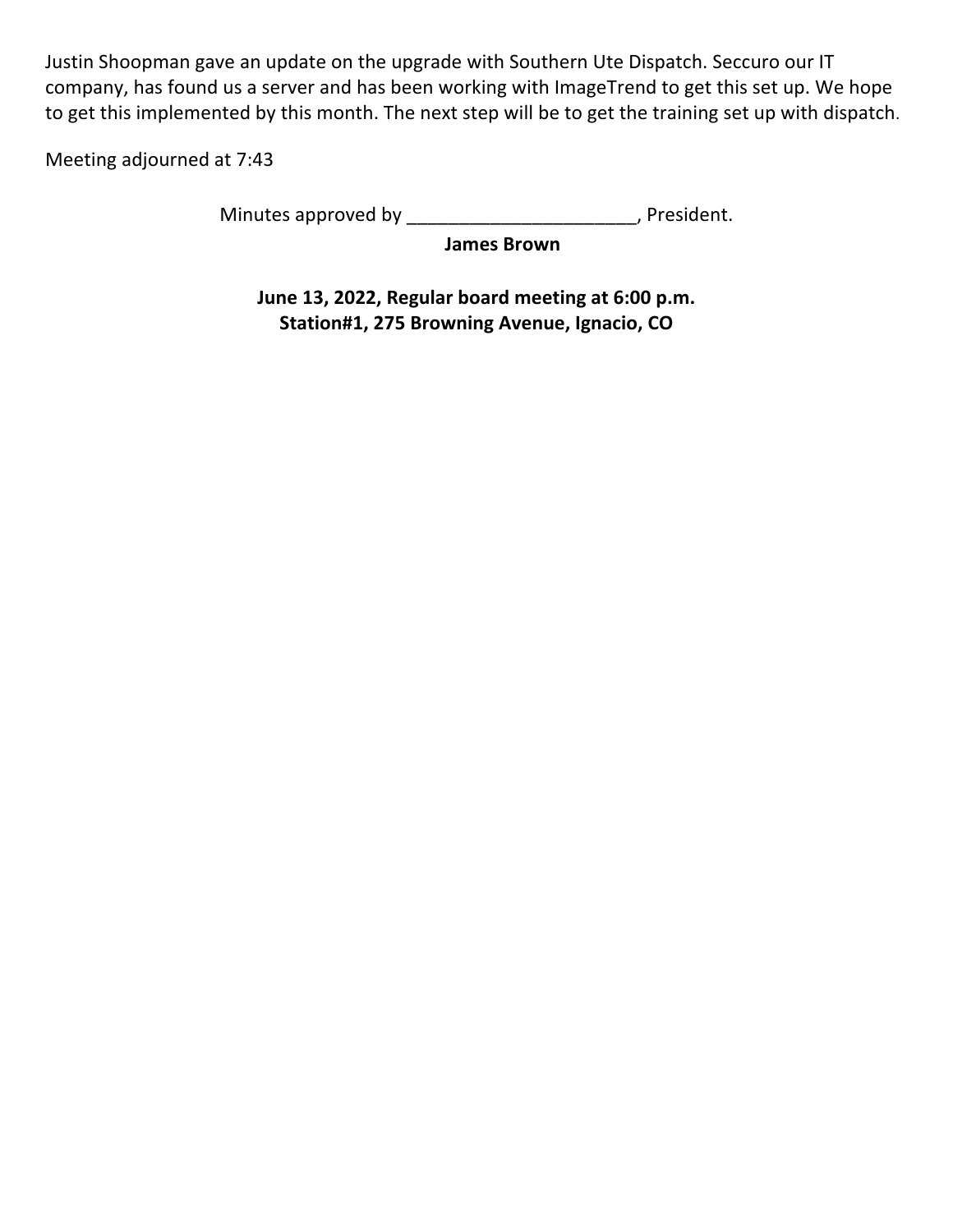Justin Shoopman gave an update on the upgrade with Southern Ute Dispatch. Seccuro our IT company, has found us a server and has been working with ImageTrend to get this set up. We hope to get this implemented by this month. The next step will be to get the training set up with dispatch.

Meeting adjourned at 7:43

Minutes approved by ______________________, President.

**James Brown**

**June 13, 2022, Regular board meeting at 6:00 p.m.**
**Station#1, 275 Browning Avenue, Ignacio, CO**